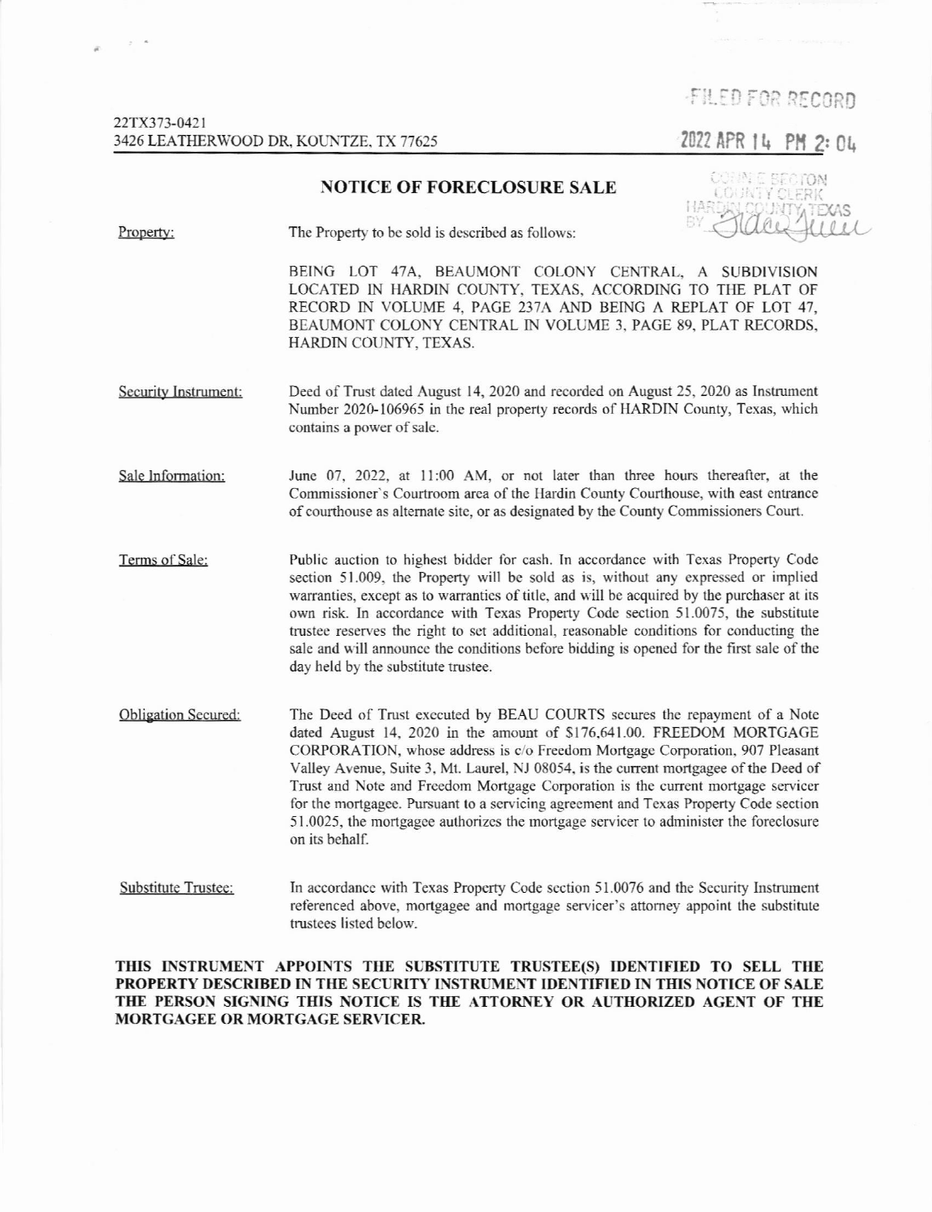FILED FOR RECORD

2022 APR 14 PM 2:04

22TX373-0421
3426 LEATHERWOOD DR, KOUNTZE, TX 77625

COHNIE BECTON
COUNTY CLERK
HARDIN COUNTY, TEXAS
BY

# NOTICE OF FORECLOSURE SALE

Property: The Property to be sold is described as follows:

BEING LOT 47A, BEAUMONT COLONY CENTRAL, A SUBDIVISION LOCATED IN HARDIN COUNTY, TEXAS, ACCORDING TO THE PLAT OF RECORD IN VOLUME 4, PAGE 237A AND BEING A REPLAT OF LOT 47, BEAUMONT COLONY CENTRAL IN VOLUME 3, PAGE 89, PLAT RECORDS, HARDIN COUNTY, TEXAS.

Security Instrument: Deed of Trust dated August 14, 2020 and recorded on August 25, 2020 as Instrument Number 2020-106965 in the real property records of HARDIN County, Texas, which contains a power of sale.

Sale Information: June 07, 2022, at 11:00 AM, or not later than three hours thereafter, at the Commissioner's Courtroom area of the Hardin County Courthouse, with east entrance of courthouse as alternate site, or as designated by the County Commissioners Court.

Terms of Sale: Public auction to highest bidder for cash. In accordance with Texas Property Code section 51.009, the Property will be sold as is, without any expressed or implied warranties, except as to warranties of title, and will be acquired by the purchaser at its own risk. In accordance with Texas Property Code section 51.0075, the substitute trustee reserves the right to set additional, reasonable conditions for conducting the sale and will announce the conditions before bidding is opened for the first sale of the day held by the substitute trustee.

Obligation Secured: The Deed of Trust executed by BEAU COURTS secures the repayment of a Note dated August 14, 2020 in the amount of $176,641.00. FREEDOM MORTGAGE CORPORATION, whose address is c/o Freedom Mortgage Corporation, 907 Pleasant Valley Avenue, Suite 3, Mt. Laurel, NJ 08054, is the current mortgagee of the Deed of Trust and Note and Freedom Mortgage Corporation is the current mortgage servicer for the mortgagee. Pursuant to a servicing agreement and Texas Property Code section 51.0025, the mortgagee authorizes the mortgage servicer to administer the foreclosure on its behalf.

Substitute Trustee: In accordance with Texas Property Code section 51.0076 and the Security Instrument referenced above, mortgagee and mortgage servicer's attorney appoint the substitute trustees listed below.

**THIS INSTRUMENT APPOINTS THE SUBSTITUTE TRUSTEE(S) IDENTIFIED TO SELL THE PROPERTY DESCRIBED IN THE SECURITY INSTRUMENT IDENTIFIED IN THIS NOTICE OF SALE THE PERSON SIGNING THIS NOTICE IS THE ATTORNEY OR AUTHORIZED AGENT OF THE MORTGAGEE OR MORTGAGE SERVICER.**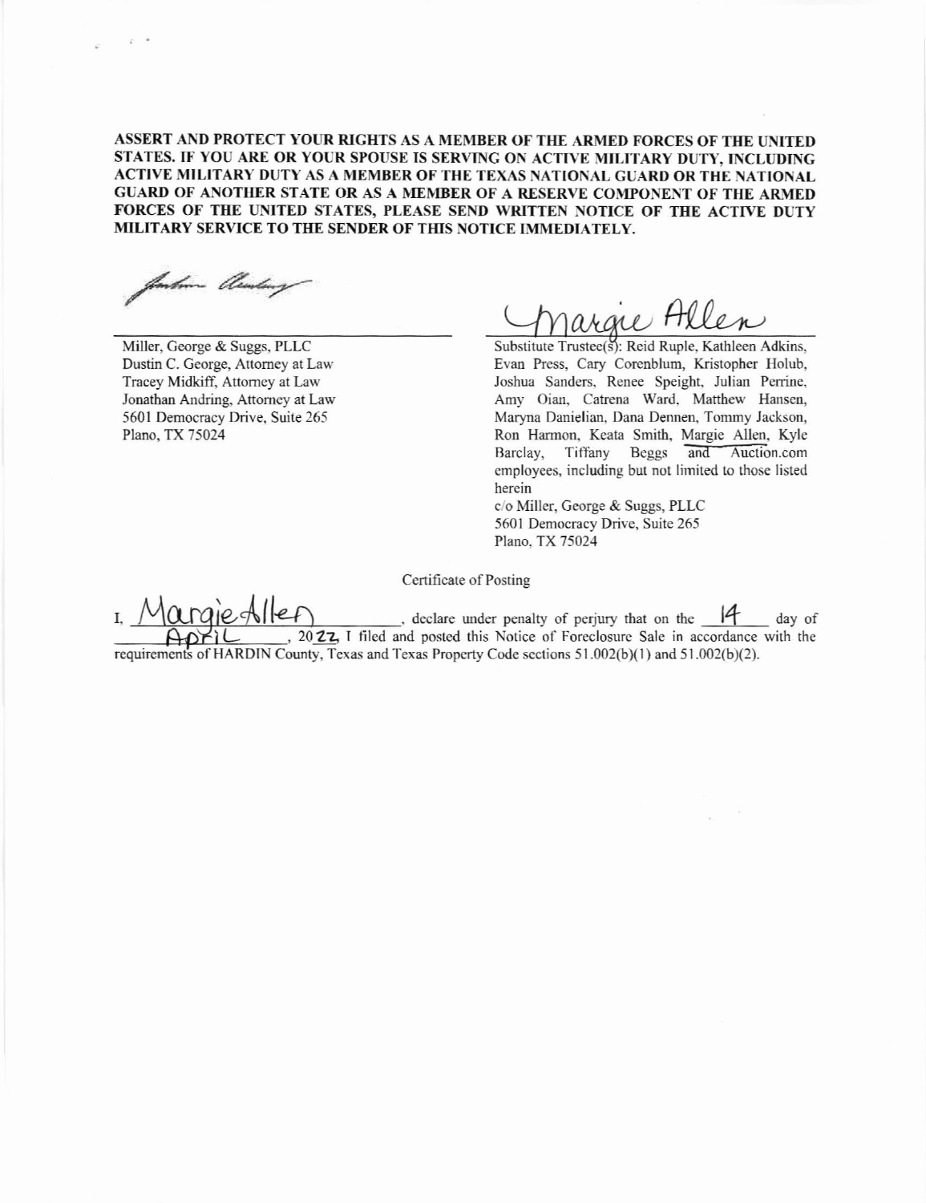**ASSERT AND PROTECT YOUR RIGHTS AS A MEMBER OF THE ARMED FORCES OF THE UNITED STATES. IF YOU ARE OR YOUR SPOUSE IS SERVING ON ACTIVE MILITARY DUTY, INCLUDING ACTIVE MILITARY DUTY AS A MEMBER OF THE TEXAS NATIONAL GUARD OR THE NATIONAL GUARD OF ANOTHER STATE OR AS A MEMBER OF A RESERVE COMPONENT OF THE ARMED FORCES OF THE UNITED STATES, PLEASE SEND WRITTEN NOTICE OF THE ACTIVE DUTY MILITARY SERVICE TO THE SENDER OF THIS NOTICE IMMEDIATELY.**

Miller, George & Suggs, PLLC
Dustin C. George, Attorney at Law
Tracey Midkiff, Attorney at Law
Jonathan Andring, Attorney at Law
5601 Democracy Drive, Suite 265
Plano, TX 75024

Margie Allen

Substitute Trustee(s): Reid Ruple, Kathleen Adkins, Evan Press, Cary Corenblum, Kristopher Holub, Joshua Sanders, Renee Speight, Julian Perrine, Amy Oian, Catrena Ward, Matthew Hansen, Maryna Danielian, Dana Dennen, Tommy Jackson, Ron Harmon, Keata Smith, Margie Allen, Kyle Barclay, Tiffany Beggs and Auction.com employees, including but not limited to those listed herein
c/o Miller, George & Suggs, PLLC
5601 Democracy Drive, Suite 265
Plano, TX 75024

Certificate of Posting

I, Margie Allen, declare under penalty of perjury that on the 14 day of April, 2022, I filed and posted this Notice of Foreclosure Sale in accordance with the requirements of HARDIN County, Texas and Texas Property Code sections 51.002(b)(1) and 51.002(b)(2).